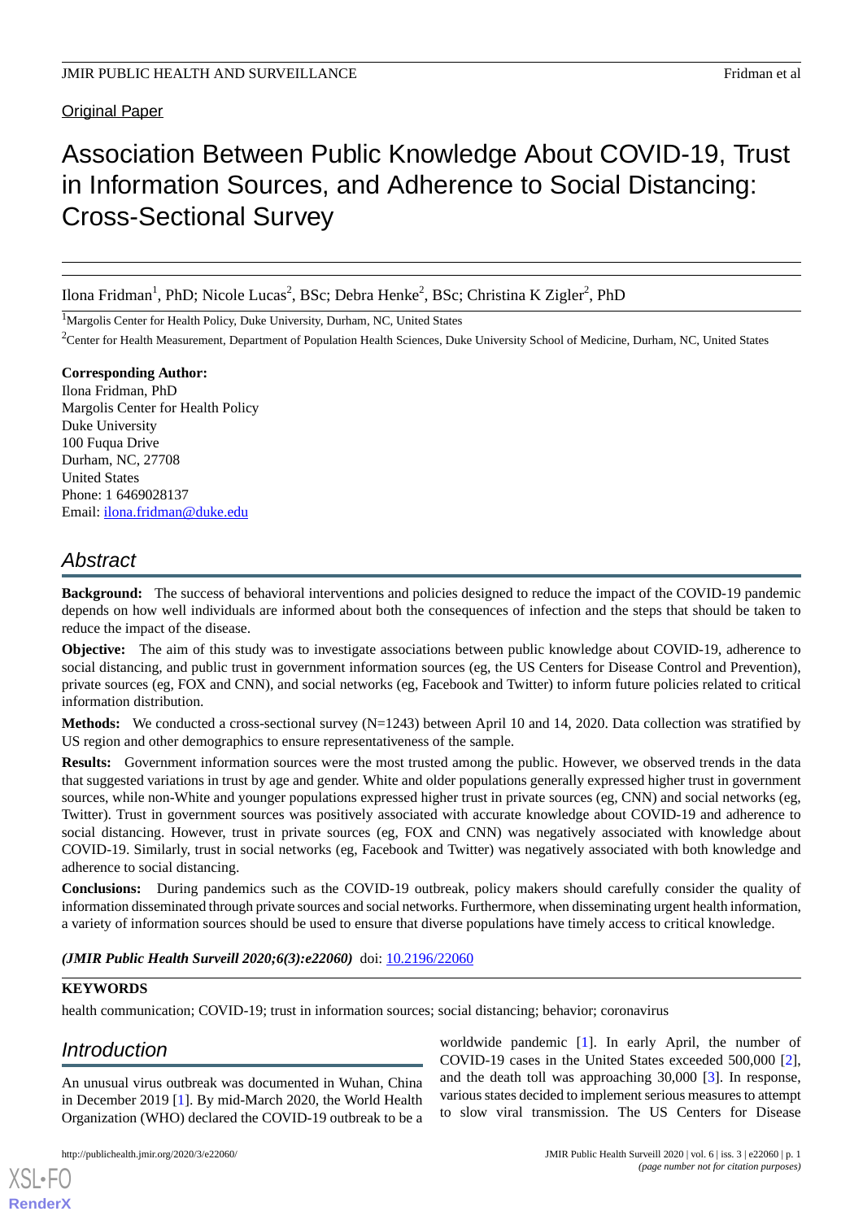Original Paper

# Association Between Public Knowledge About COVID-19, Trust in Information Sources, and Adherence to Social Distancing: Cross-Sectional Survey

Ilona Fridman[1], PhD; Nicole Lucas[2], BSc; Debra Henke[2], BSc; Christina K Zigler[2], PhD

[1]Margolis Center for Health Policy, Duke University, Durham, NC, United States

[2]Center for Health Measurement, Department of Population Health Sciences, Duke University School of Medicine, Durham, NC, United States

**Corresponding Author:**
Ilona Fridman, PhD
Margolis Center for Health Policy
Duke University
100 Fuqua Drive
Durham, NC, 27708
United States
Phone: 1 6469028137
Email: ilona.fridman@duke.edu

## Abstract

**Background:** The success of behavioral interventions and policies designed to reduce the impact of the COVID-19 pandemic depends on how well individuals are informed about both the consequences of infection and the steps that should be taken to reduce the impact of the disease.

**Objective:** The aim of this study was to investigate associations between public knowledge about COVID-19, adherence to social distancing, and public trust in government information sources (eg, the US Centers for Disease Control and Prevention), private sources (eg, FOX and CNN), and social networks (eg, Facebook and Twitter) to inform future policies related to critical information distribution.

**Methods:** We conducted a cross-sectional survey (N=1243) between April 10 and 14, 2020. Data collection was stratified by US region and other demographics to ensure representativeness of the sample.

**Results:** Government information sources were the most trusted among the public. However, we observed trends in the data that suggested variations in trust by age and gender. White and older populations generally expressed higher trust in government sources, while non-White and younger populations expressed higher trust in private sources (eg, CNN) and social networks (eg, Twitter). Trust in government sources was positively associated with accurate knowledge about COVID-19 and adherence to social distancing. However, trust in private sources (eg, FOX and CNN) was negatively associated with knowledge about COVID-19. Similarly, trust in social networks (eg, Facebook and Twitter) was negatively associated with both knowledge and adherence to social distancing.

**Conclusions:** During pandemics such as the COVID-19 outbreak, policy makers should carefully consider the quality of information disseminated through private sources and social networks. Furthermore, when disseminating urgent health information, a variety of information sources should be used to ensure that diverse populations have timely access to critical knowledge.

***(JMIR Public Health Surveill 2020;6(3):e22060)*** doi: 10.2196/22060

**KEYWORDS**

health communication; COVID-19; trust in information sources; social distancing; behavior; coronavirus

## Introduction

An unusual virus outbreak was documented in Wuhan, China in December 2019 [1]. By mid-March 2020, the World Health Organization (WHO) declared the COVID-19 outbreak to be a worldwide pandemic [1]. In early April, the number of COVID-19 cases in the United States exceeded 500,000 [2], and the death toll was approaching 30,000 [3]. In response, various states decided to implement serious measures to attempt to slow viral transmission. The US Centers for Disease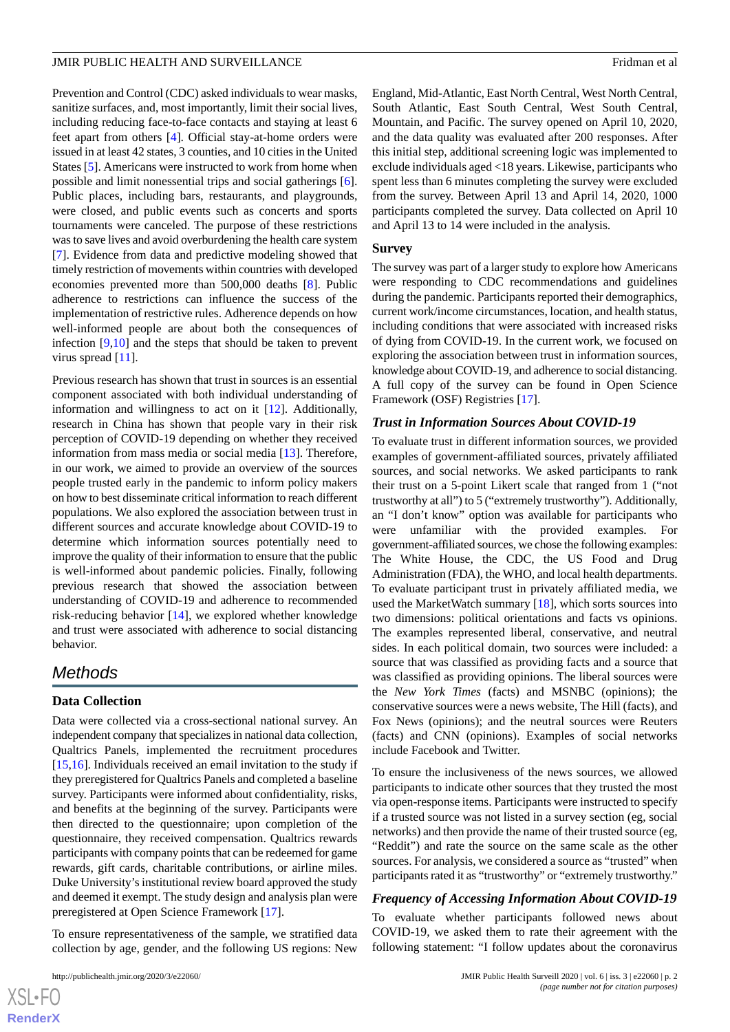Prevention and Control (CDC) asked individuals to wear masks, sanitize surfaces, and, most importantly, limit their social lives, including reducing face-to-face contacts and staying at least 6 feet apart from others [4]. Official stay-at-home orders were issued in at least 42 states, 3 counties, and 10 cities in the United States [5]. Americans were instructed to work from home when possible and limit nonessential trips and social gatherings [6]. Public places, including bars, restaurants, and playgrounds, were closed, and public events such as concerts and sports tournaments were canceled. The purpose of these restrictions was to save lives and avoid overburdening the health care system [7]. Evidence from data and predictive modeling showed that timely restriction of movements within countries with developed economies prevented more than 500,000 deaths [8]. Public adherence to restrictions can influence the success of the implementation of restrictive rules. Adherence depends on how well-informed people are about both the consequences of infection [9,10] and the steps that should be taken to prevent virus spread [11].

Previous research has shown that trust in sources is an essential component associated with both individual understanding of information and willingness to act on it [12]. Additionally, research in China has shown that people vary in their risk perception of COVID-19 depending on whether they received information from mass media or social media [13]. Therefore, in our work, we aimed to provide an overview of the sources people trusted early in the pandemic to inform policy makers on how to best disseminate critical information to reach different populations. We also explored the association between trust in different sources and accurate knowledge about COVID-19 to determine which information sources potentially need to improve the quality of their information to ensure that the public is well-informed about pandemic policies. Finally, following previous research that showed the association between understanding of COVID-19 and adherence to recommended risk-reducing behavior [14], we explored whether knowledge and trust were associated with adherence to social distancing behavior.

## Methods

### Data Collection

Data were collected via a cross-sectional national survey. An independent company that specializes in national data collection, Qualtrics Panels, implemented the recruitment procedures [15,16]. Individuals received an email invitation to the study if they preregistered for Qualtrics Panels and completed a baseline survey. Participants were informed about confidentiality, risks, and benefits at the beginning of the survey. Participants were then directed to the questionnaire; upon completion of the questionnaire, they received compensation. Qualtrics rewards participants with company points that can be redeemed for game rewards, gift cards, charitable contributions, or airline miles. Duke University's institutional review board approved the study and deemed it exempt. The study design and analysis plan were preregistered at Open Science Framework [17].

To ensure representativeness of the sample, we stratified data collection by age, gender, and the following US regions: New England, Mid-Atlantic, East North Central, West North Central, South Atlantic, East South Central, West South Central, Mountain, and Pacific. The survey opened on April 10, 2020, and the data quality was evaluated after 200 responses. After this initial step, additional screening logic was implemented to exclude individuals aged <18 years. Likewise, participants who spent less than 6 minutes completing the survey were excluded from the survey. Between April 13 and April 14, 2020, 1000 participants completed the survey. Data collected on April 10 and April 13 to 14 were included in the analysis.

### Survey

The survey was part of a larger study to explore how Americans were responding to CDC recommendations and guidelines during the pandemic. Participants reported their demographics, current work/income circumstances, location, and health status, including conditions that were associated with increased risks of dying from COVID-19. In the current work, we focused on exploring the association between trust in information sources, knowledge about COVID-19, and adherence to social distancing. A full copy of the survey can be found in Open Science Framework (OSF) Registries [17].

#### *Trust in Information Sources About COVID-19*

To evaluate trust in different information sources, we provided examples of government-affiliated sources, privately affiliated sources, and social networks. We asked participants to rank their trust on a 5-point Likert scale that ranged from 1 ("not trustworthy at all") to 5 ("extremely trustworthy"). Additionally, an "I don't know" option was available for participants who were unfamiliar with the provided examples. For government-affiliated sources, we chose the following examples: The White House, the CDC, the US Food and Drug Administration (FDA), the WHO, and local health departments. To evaluate participant trust in privately affiliated media, we used the MarketWatch summary [18], which sorts sources into two dimensions: political orientations and facts vs opinions. The examples represented liberal, conservative, and neutral sides. In each political domain, two sources were included: a source that was classified as providing facts and a source that was classified as providing opinions. The liberal sources were the *New York Times* (facts) and MSNBC (opinions); the conservative sources were a news website, The Hill (facts), and Fox News (opinions); and the neutral sources were Reuters (facts) and CNN (opinions). Examples of social networks include Facebook and Twitter.

To ensure the inclusiveness of the news sources, we allowed participants to indicate other sources that they trusted the most via open-response items. Participants were instructed to specify if a trusted source was not listed in a survey section (eg, social networks) and then provide the name of their trusted source (eg, "Reddit") and rate the source on the same scale as the other sources. For analysis, we considered a source as "trusted" when participants rated it as "trustworthy" or "extremely trustworthy."

#### *Frequency of Accessing Information About COVID-19*

To evaluate whether participants followed news about COVID-19, we asked them to rate their agreement with the following statement: "I follow updates about the coronavirus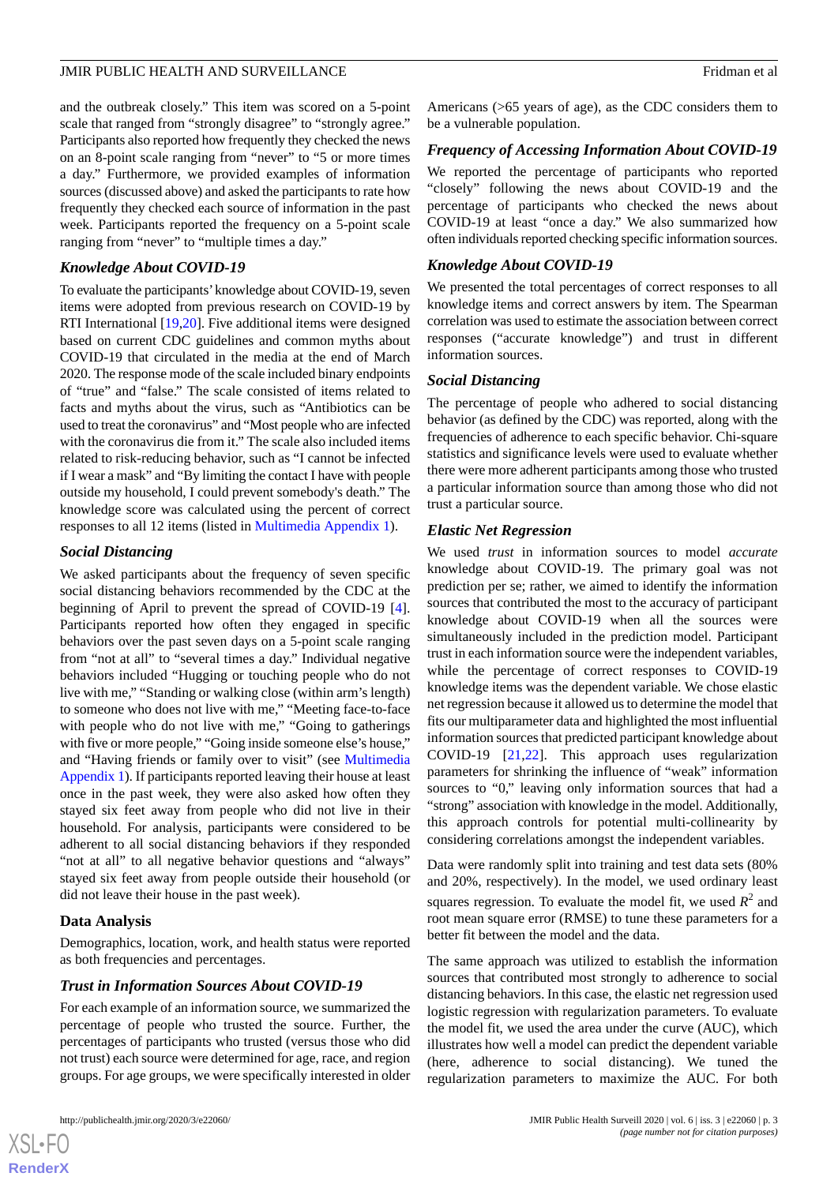and the outbreak closely." This item was scored on a 5-point scale that ranged from "strongly disagree" to "strongly agree." Participants also reported how frequently they checked the news on an 8-point scale ranging from "never" to "5 or more times a day." Furthermore, we provided examples of information sources (discussed above) and asked the participants to rate how frequently they checked each source of information in the past week. Participants reported the frequency on a 5-point scale ranging from "never" to "multiple times a day."

### *Knowledge About COVID-19*

To evaluate the participants' knowledge about COVID-19, seven items were adopted from previous research on COVID-19 by RTI International [19,20]. Five additional items were designed based on current CDC guidelines and common myths about COVID-19 that circulated in the media at the end of March 2020. The response mode of the scale included binary endpoints of "true" and "false." The scale consisted of items related to facts and myths about the virus, such as "Antibiotics can be used to treat the coronavirus" and "Most people who are infected with the coronavirus die from it." The scale also included items related to risk-reducing behavior, such as "I cannot be infected if I wear a mask" and "By limiting the contact I have with people outside my household, I could prevent somebody's death." The knowledge score was calculated using the percent of correct responses to all 12 items (listed in Multimedia Appendix 1).

### *Social Distancing*

We asked participants about the frequency of seven specific social distancing behaviors recommended by the CDC at the beginning of April to prevent the spread of COVID-19 [4]. Participants reported how often they engaged in specific behaviors over the past seven days on a 5-point scale ranging from "not at all" to "several times a day." Individual negative behaviors included "Hugging or touching people who do not live with me," "Standing or walking close (within arm's length) to someone who does not live with me," "Meeting face-to-face with people who do not live with me," "Going to gatherings with five or more people," "Going inside someone else's house," and "Having friends or family over to visit" (see Multimedia Appendix 1). If participants reported leaving their house at least once in the past week, they were also asked how often they stayed six feet away from people who did not live in their household. For analysis, participants were considered to be adherent to all social distancing behaviors if they responded "not at all" to all negative behavior questions and "always" stayed six feet away from people outside their household (or did not leave their house in the past week).

## Data Analysis

Demographics, location, work, and health status were reported as both frequencies and percentages.

### *Trust in Information Sources About COVID-19*

For each example of an information source, we summarized the percentage of people who trusted the source. Further, the percentages of participants who trusted (versus those who did not trust) each source were determined for age, race, and region groups. For age groups, we were specifically interested in older Americans (>65 years of age), as the CDC considers them to be a vulnerable population.

### *Frequency of Accessing Information About COVID-19*

We reported the percentage of participants who reported "closely" following the news about COVID-19 and the percentage of participants who checked the news about COVID-19 at least "once a day." We also summarized how often individuals reported checking specific information sources.

### *Knowledge About COVID-19*

We presented the total percentages of correct responses to all knowledge items and correct answers by item. The Spearman correlation was used to estimate the association between correct responses ("accurate knowledge") and trust in different information sources.

### *Social Distancing*

The percentage of people who adhered to social distancing behavior (as defined by the CDC) was reported, along with the frequencies of adherence to each specific behavior. Chi-square statistics and significance levels were used to evaluate whether there were more adherent participants among those who trusted a particular information source than among those who did not trust a particular source.

### *Elastic Net Regression*

We used *trust* in information sources to model *accurate* knowledge about COVID-19. The primary goal was not prediction per se; rather, we aimed to identify the information sources that contributed the most to the accuracy of participant knowledge about COVID-19 when all the sources were simultaneously included in the prediction model. Participant trust in each information source were the independent variables, while the percentage of correct responses to COVID-19 knowledge items was the dependent variable. We chose elastic net regression because it allowed us to determine the model that fits our multiparameter data and highlighted the most influential information sources that predicted participant knowledge about COVID-19 [21,22]. This approach uses regularization parameters for shrinking the influence of "weak" information sources to "0," leaving only information sources that had a "strong" association with knowledge in the model. Additionally, this approach controls for potential multi-collinearity by considering correlations amongst the independent variables.

Data were randomly split into training and test data sets (80% and 20%, respectively). In the model, we used ordinary least squares regression. To evaluate the model fit, we used $R^2$ and root mean square error (RMSE) to tune these parameters for a better fit between the model and the data.

The same approach was utilized to establish the information sources that contributed most strongly to adherence to social distancing behaviors. In this case, the elastic net regression used logistic regression with regularization parameters. To evaluate the model fit, we used the area under the curve (AUC), which illustrates how well a model can predict the dependent variable (here, adherence to social distancing). We tuned the regularization parameters to maximize the AUC. For both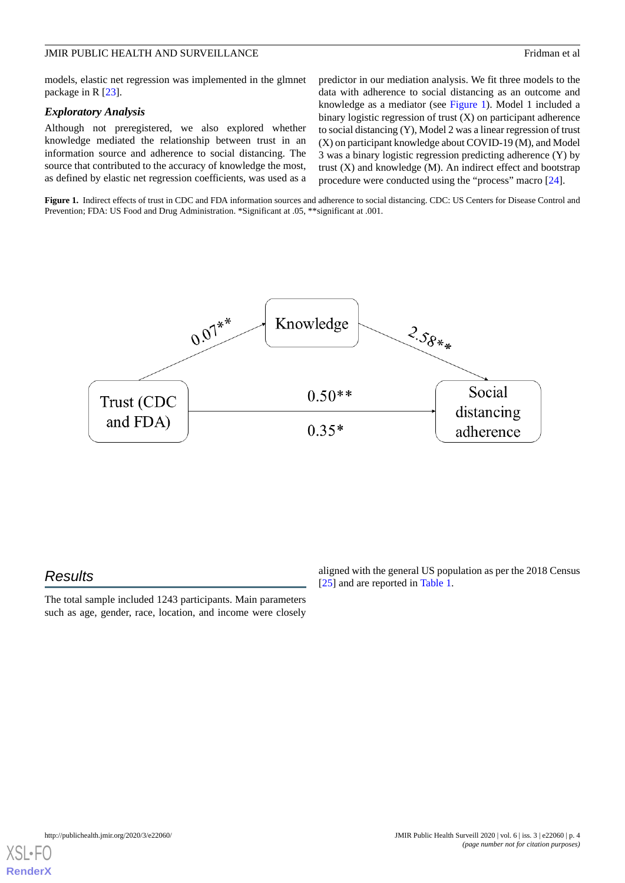models, elastic net regression was implemented in the glmnet package in R [23].

### Exploratory Analysis

Although not preregistered, we also explored whether knowledge mediated the relationship between trust in an information source and adherence to social distancing. The source that contributed to the accuracy of knowledge the most, as defined by elastic net regression coefficients, was used as a predictor in our mediation analysis. We fit three models to the data with adherence to social distancing as an outcome and knowledge as a mediator (see Figure 1). Model 1 included a binary logistic regression of trust (X) on participant adherence to social distancing (Y), Model 2 was a linear regression of trust (X) on participant knowledge about COVID-19 (M), and Model 3 was a binary logistic regression predicting adherence (Y) by trust (X) and knowledge (M). An indirect effect and bootstrap procedure were conducted using the "process" macro [24].

**Figure 1.** Indirect effects of trust in CDC and FDA information sources and adherence to social distancing. CDC: US Centers for Disease Control and Prevention; FDA: US Food and Drug Administration. *Significant at .05, **significant at .001.

## Results

The total sample included 1243 participants. Main parameters such as age, gender, race, location, and income were closely aligned with the general US population as per the 2018 Census [25] and are reported in Table 1.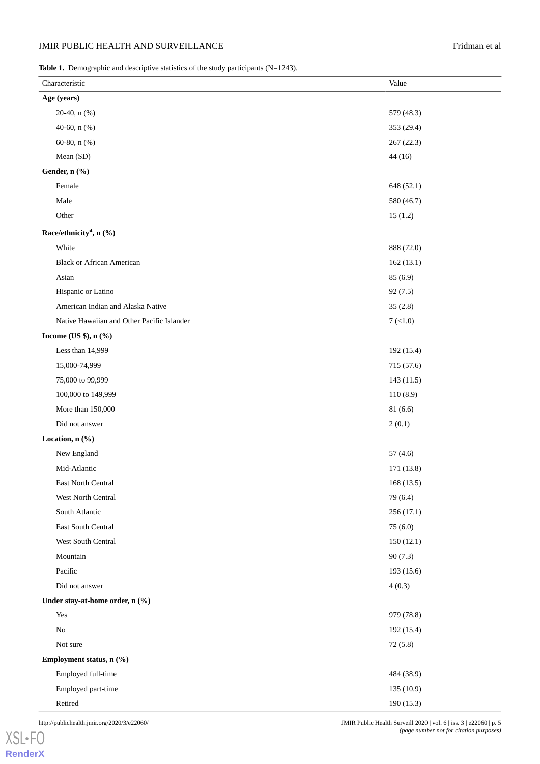**Table 1.** Demographic and descriptive statistics of the study participants (N=1243).

| Characteristic | Value |
|---|---|
| **Age (years)** | |
| 20-40, n (%) | 579 (48.3) |
| 40-60, n (%) | 353 (29.4) |
| 60-80, n (%) | 267 (22.3) |
| Mean (SD) | 44 (16) |
| **Gender, n (%)** | |
| Female | 648 (52.1) |
| Male | 580 (46.7) |
| Other | 15 (1.2) |
| **Race/ethnicity[a], n (%)** | |
| White | 888 (72.0) |
| Black or African American | 162 (13.1) |
| Asian | 85 (6.9) |
| Hispanic or Latino | 92 (7.5) |
| American Indian and Alaska Native | 35 (2.8) |
| Native Hawaiian and Other Pacific Islander | 7 (<1.0) |
| **Income (US $), n (%)** | |
| Less than 14,999 | 192 (15.4) |
| 15,000-74,999 | 715 (57.6) |
| 75,000 to 99,999 | 143 (11.5) |
| 100,000 to 149,999 | 110 (8.9) |
| More than 150,000 | 81 (6.6) |
| Did not answer | 2 (0.1) |
| **Location, n (%)** | |
| New England | 57 (4.6) |
| Mid-Atlantic | 171 (13.8) |
| East North Central | 168 (13.5) |
| West North Central | 79 (6.4) |
| South Atlantic | 256 (17.1) |
| East South Central | 75 (6.0) |
| West South Central | 150 (12.1) |
| Mountain | 90 (7.3) |
| Pacific | 193 (15.6) |
| Did not answer | 4 (0.3) |
| **Under stay-at-home order, n (%)** | |
| Yes | 979 (78.8) |
| No | 192 (15.4) |
| Not sure | 72 (5.8) |
| **Employment status, n (%)** | |
| Employed full-time | 484 (38.9) |
| Employed part-time | 135 (10.9) |
| Retired | 190 (15.3) |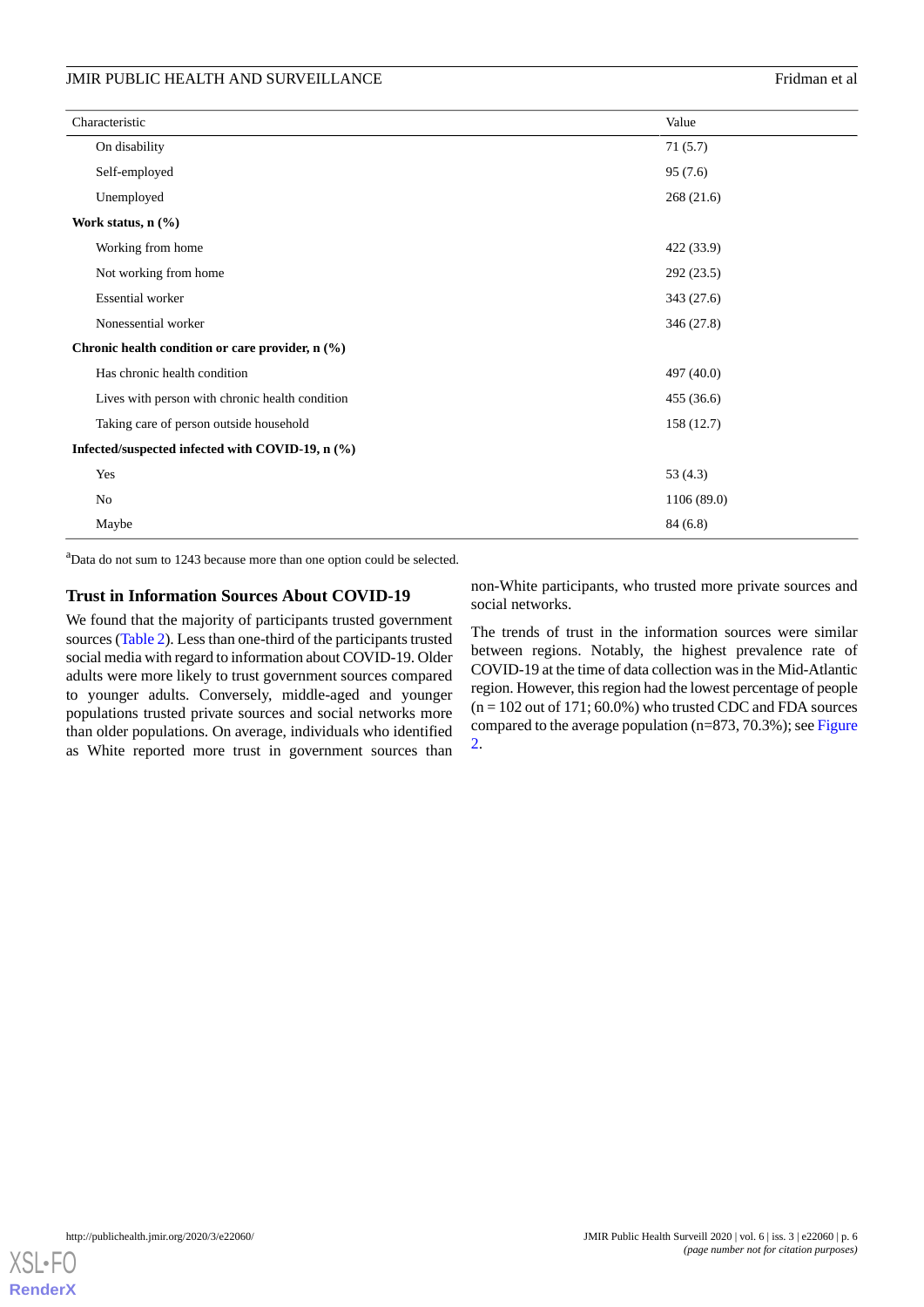| Characteristic | Value |
|---|---|
| On disability | 71 (5.7) |
| Self-employed | 95 (7.6) |
| Unemployed | 268 (21.6) |
| **Work status, n (%)** | |
| Working from home | 422 (33.9) |
| Not working from home | 292 (23.5) |
| Essential worker | 343 (27.6) |
| Nonessential worker | 346 (27.8) |
| **Chronic health condition or care provider, n (%)** | |
| Has chronic health condition | 497 (40.0) |
| Lives with person with chronic health condition | 455 (36.6) |
| Taking care of person outside household | 158 (12.7) |
| **Infected/suspected infected with COVID-19, n (%)** | |
| Yes | 53 (4.3) |
| No | 1106 (89.0) |
| Maybe | 84 (6.8) |

[a]Data do not sum to 1243 because more than one option could be selected.

### Trust in Information Sources About COVID-19

We found that the majority of participants trusted government sources (Table 2). Less than one-third of the participants trusted social media with regard to information about COVID-19. Older adults were more likely to trust government sources compared to younger adults. Conversely, middle-aged and younger populations trusted private sources and social networks more than older populations. On average, individuals who identified as White reported more trust in government sources than non-White participants, who trusted more private sources and social networks.

The trends of trust in the information sources were similar between regions. Notably, the highest prevalence rate of COVID-19 at the time of data collection was in the Mid-Atlantic region. However, this region had the lowest percentage of people (n = 102 out of 171; 60.0%) who trusted CDC and FDA sources compared to the average population (n=873, 70.3%); see Figure 2.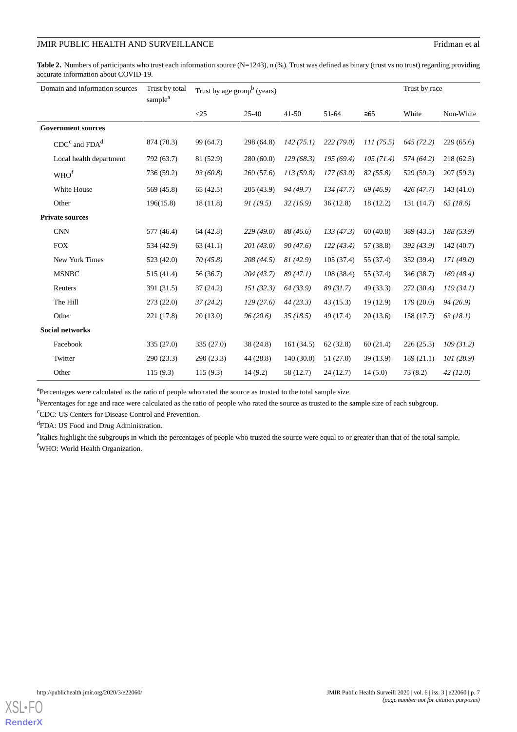**Table 2.** Numbers of participants who trust each information source (N=1243), n (%). Trust was defined as binary (trust vs no trust) regarding providing accurate information about COVID-19.

| Domain and information sources | Trust by total sample[a] | Trust by age group[b] (years) | | | | | Trust by race | |
|---|---|---|---|---|---|---|---|---|
| | | <25 | 25-40 | 41-50 | 51-64 | ≥65 | White | Non-White |
| **Government sources** | | | | | | | | |
| CDC[c] and FDA[d] | 874 (70.3) | 99 (64.7) | 298 (64.8) | *142 (75.1)* | *222 (79.0)* | *111 (75.5)* | *645 (72.2)* | 229 (65.6) |
| Local health department | 792 (63.7) | 81 (52.9) | 280 (60.0) | *129 (68.3)* | *195 (69.4)* | *105 (71.4)* | *574 (64.2)* | 218 (62.5) |
| WHO[f] | 736 (59.2) | *93 (60.8)* | 269 (57.6) | *113 (59.8)* | *177 (63.0)* | *82 (55.8)* | 529 (59.2) | 207 (59.3) |
| White House | 569 (45.8) | 65 (42.5) | 205 (43.9) | *94 (49.7)* | *134 (47.7)* | *69 (46.9)* | *426 (47.7)* | 143 (41.0) |
| Other | 196(15.8) | 18 (11.8) | *91 (19.5)* | *32 (16.9)* | 36 (12.8) | 18 (12.2) | 131 (14.7) | *65 (18.6)* |
| **Private sources** | | | | | | | | |
| CNN | 577 (46.4) | 64 (42.8) | *229 (49.0)* | *88 (46.6)* | *133 (47.3)* | 60 (40.8) | 389 (43.5) | *188 (53.9)* |
| FOX | 534 (42.9) | 63 (41.1) | *201 (43.0)* | *90 (47.6)* | *122 (43.4)* | 57 (38.8) | *392 (43.9)* | 142 (40.7) |
| New York Times | 523 (42.0) | *70 (45.8)* | *208 (44.5)* | *81 (42.9)* | 105 (37.4) | 55 (37.4) | 352 (39.4) | *171 (49.0)* |
| MSNBC | 515 (41.4) | 56 (36.7) | *204 (43.7)* | *89 (47.1)* | 108 (38.4) | 55 (37.4) | 346 (38.7) | *169 (48.4)* |
| Reuters | 391 (31.5) | 37 (24.2) | *151 (32.3)* | *64 (33.9)* | *89 (31.7)* | 49 (33.3) | 272 (30.4) | *119 (34.1)* |
| The Hill | 273 (22.0) | *37 (24.2)* | *129 (27.6)* | *44 (23.3)* | 43 (15.3) | 19 (12.9) | 179 (20.0) | *94 (26.9)* |
| Other | 221 (17.8) | 20 (13.0) | *96 (20.6)* | *35 (18.5)* | 49 (17.4) | 20 (13.6) | 158 (17.7) | *63 (18.1)* |
| **Social networks** | | | | | | | | |
| Facebook | 335 (27.0) | 335 (27.0) | 38 (24.8) | 161 (34.5) | 62 (32.8) | 60 (21.4) | 226 (25.3) | *109 (31.2)* |
| Twitter | 290 (23.3) | 290 (23.3) | 44 (28.8) | 140 (30.0) | 51 (27.0) | 39 (13.9) | 189 (21.1) | *101 (28.9)* |
| Other | 115 (9.3) | 115 (9.3) | 14 (9.2) | 58 (12.7) | 24 (12.7) | 14 (5.0) | 73 (8.2) | *42 (12.0)* |

[a]Percentages were calculated as the ratio of people who rated the source as trusted to the total sample size.

[b]Percentages for age and race were calculated as the ratio of people who rated the source as trusted to the sample size of each subgroup.

[c]CDC: US Centers for Disease Control and Prevention.

[d]FDA: US Food and Drug Administration.

[e]Italics highlight the subgroups in which the percentages of people who trusted the source were equal to or greater than that of the total sample.

[f]WHO: World Health Organization.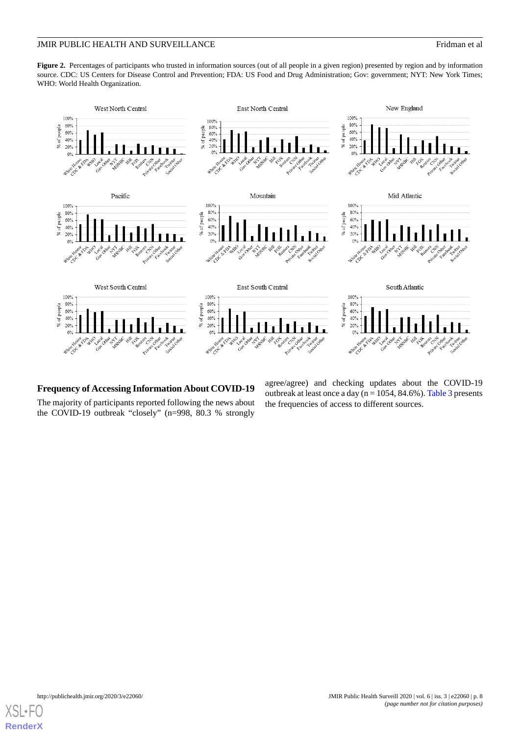**Figure 2.** Percentages of participants who trusted in information sources (out of all people in a given region) presented by region and by information source. CDC: US Centers for Disease Control and Prevention; FDA: US Food and Drug Administration; Gov: government; NYT: New York Times; WHO: World Health Organization.

## Frequency of Accessing Information About COVID-19

The majority of participants reported following the news about the COVID-19 outbreak "closely" (n=998, 80.3 % strongly agree/agree) and checking updates about the COVID-19 outbreak at least once a day (n = 1054, 84.6%). Table 3 presents the frequencies of access to different sources.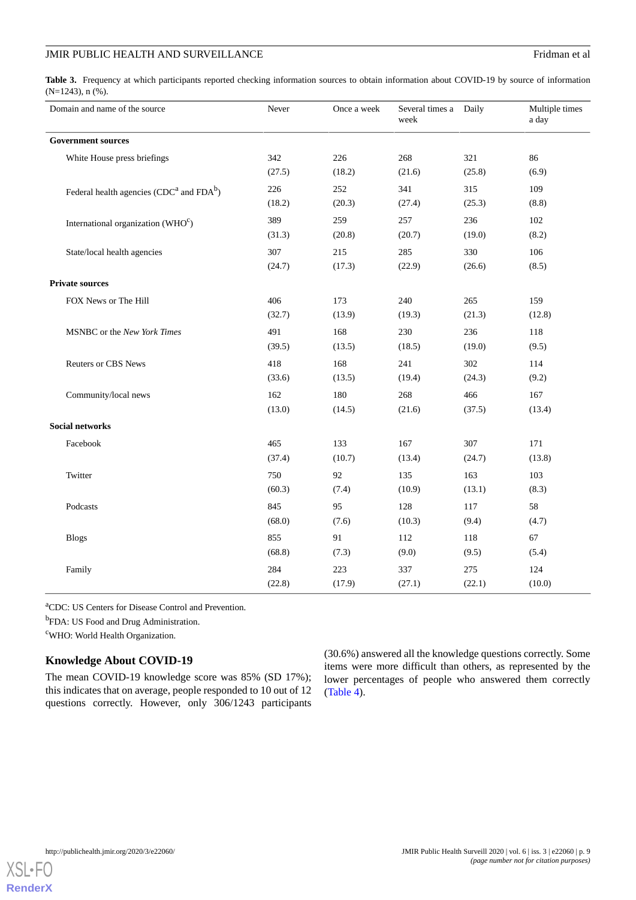**Table 3.** Frequency at which participants reported checking information sources to obtain information about COVID-19 by source of information (N=1243), n (%).

| Domain and name of the source | Never | Once a week | Several times a week | Daily | Multiple times a day |
|---|---|---|---|---|---|
| **Government sources** | | | | | |
| White House press briefings | 342 (27.5) | 226 (18.2) | 268 (21.6) | 321 (25.8) | 86 (6.9) |
| Federal health agencies (CDC[a] and FDA[b]) | 226 (18.2) | 252 (20.3) | 341 (27.4) | 315 (25.3) | 109 (8.8) |
| International organization (WHO[c]) | 389 (31.3) | 259 (20.8) | 257 (20.7) | 236 (19.0) | 102 (8.2) |
| State/local health agencies | 307 (24.7) | 215 (17.3) | 285 (22.9) | 330 (26.6) | 106 (8.5) |
| **Private sources** | | | | | |
| FOX News or The Hill | 406 (32.7) | 173 (13.9) | 240 (19.3) | 265 (21.3) | 159 (12.8) |
| MSNBC or the *New York Times* | 491 (39.5) | 168 (13.5) | 230 (18.5) | 236 (19.0) | 118 (9.5) |
| Reuters or CBS News | 418 (33.6) | 168 (13.5) | 241 (19.4) | 302 (24.3) | 114 (9.2) |
| Community/local news | 162 (13.0) | 180 (14.5) | 268 (21.6) | 466 (37.5) | 167 (13.4) |
| **Social networks** | | | | | |
| Facebook | 465 (37.4) | 133 (10.7) | 167 (13.4) | 307 (24.7) | 171 (13.8) |
| Twitter | 750 (60.3) | 92 (7.4) | 135 (10.9) | 163 (13.1) | 103 (8.3) |
| Podcasts | 845 (68.0) | 95 (7.6) | 128 (10.3) | 117 (9.4) | 58 (4.7) |
| Blogs | 855 (68.8) | 91 (7.3) | 112 (9.0) | 118 (9.5) | 67 (5.4) |
| Family | 284 (22.8) | 223 (17.9) | 337 (27.1) | 275 (22.1) | 124 (10.0) |

[a]CDC: US Centers for Disease Control and Prevention.

[b]FDA: US Food and Drug Administration.

[c]WHO: World Health Organization.

### Knowledge About COVID-19

The mean COVID-19 knowledge score was 85% (SD 17%); this indicates that on average, people responded to 10 out of 12 questions correctly. However, only 306/1243 participants (30.6%) answered all the knowledge questions correctly. Some items were more difficult than others, as represented by the lower percentages of people who answered them correctly (Table 4).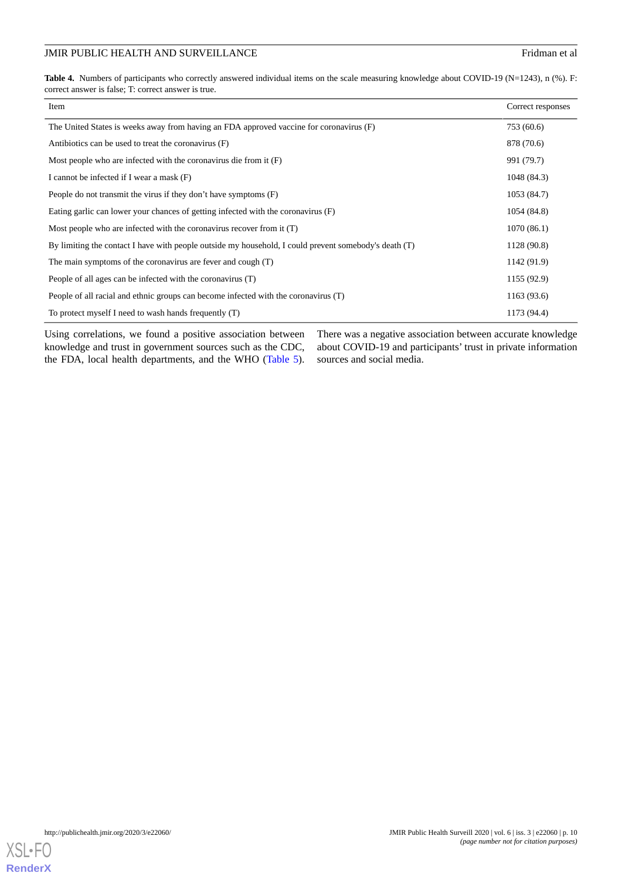**Table 4.** Numbers of participants who correctly answered individual items on the scale measuring knowledge about COVID-19 (N=1243), n (%). F: correct answer is false; T: correct answer is true.

| Item | Correct responses |
|---|---|
| The United States is weeks away from having an FDA approved vaccine for coronavirus (F) | 753 (60.6) |
| Antibiotics can be used to treat the coronavirus (F) | 878 (70.6) |
| Most people who are infected with the coronavirus die from it (F) | 991 (79.7) |
| I cannot be infected if I wear a mask (F) | 1048 (84.3) |
| People do not transmit the virus if they don't have symptoms (F) | 1053 (84.7) |
| Eating garlic can lower your chances of getting infected with the coronavirus (F) | 1054 (84.8) |
| Most people who are infected with the coronavirus recover from it (T) | 1070 (86.1) |
| By limiting the contact I have with people outside my household, I could prevent somebody's death (T) | 1128 (90.8) |
| The main symptoms of the coronavirus are fever and cough (T) | 1142 (91.9) |
| People of all ages can be infected with the coronavirus (T) | 1155 (92.9) |
| People of all racial and ethnic groups can become infected with the coronavirus (T) | 1163 (93.6) |
| To protect myself I need to wash hands frequently (T) | 1173 (94.4) |

Using correlations, we found a positive association between knowledge and trust in government sources such as the CDC, the FDA, local health departments, and the WHO (Table 5). There was a negative association between accurate knowledge about COVID-19 and participants' trust in private information sources and social media.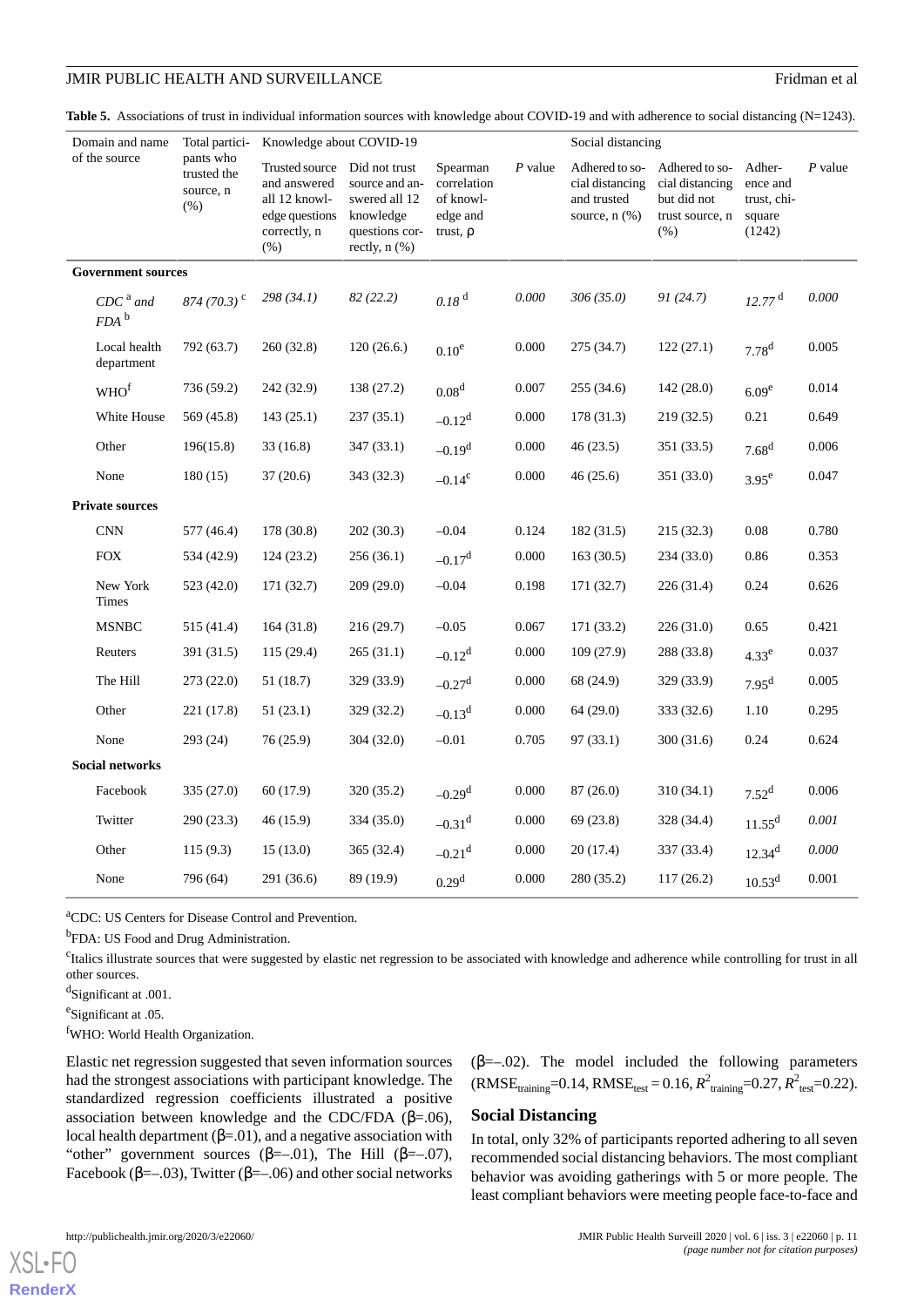**Table 5.** Associations of trust in individual information sources with knowledge about COVID-19 and with adherence to social distancing (N=1243).

| Domain and name of the source | Total participants who trusted the source, n (%) | Knowledge about COVID-19 | | | | Social distancing | | | |
|---|---|---|---|---|---|---|---|---|---|
| | | Trusted source and answered all 12 knowledge questions correctly, n (%) | Did not trust source and answered all 12 knowledge questions correctly, n (%) | Spearman correlation of knowledge and trust, ρ | *P* value | Adhered to social distancing and trusted source, n (%) | Adhered to social distancing but did not trust source, n (%) | Adherence and trust, chi-square (1242) | *P* value |
| **Government sources** | | | | | | | | | |
| *CDC[a] and FDA[b]* | *874 (70.3)[c]* | *298 (34.1)* | *82 (22.2)* | *0.18[d]* | *0.000* | *306 (35.0)* | *91 (24.7)* | *12.77[d]* | *0.000* |
| Local health department | 792 (63.7) | 260 (32.8) | 120 (26.6.) | 0.10[e] | 0.000 | 275 (34.7) | 122 (27.1) | 7.78[d] | 0.005 |
| WHO[f] | 736 (59.2) | 242 (32.9) | 138 (27.2) | 0.08[d] | 0.007 | 255 (34.6) | 142 (28.0) | 6.09[e] | 0.014 |
| White House | 569 (45.8) | 143 (25.1) | 237 (35.1) | –0.12[d] | 0.000 | 178 (31.3) | 219 (32.5) | 0.21 | 0.649 |
| Other | 196(15.8) | 33 (16.8) | 347 (33.1) | –0.19[d] | 0.000 | 46 (23.5) | 351 (33.5) | 7.68[d] | 0.006 |
| None | 180 (15) | 37 (20.6) | 343 (32.3) | –0.14[c] | 0.000 | 46 (25.6) | 351 (33.0) | 3.95[e] | 0.047 |
| **Private sources** | | | | | | | | | |
| CNN | 577 (46.4) | 178 (30.8) | 202 (30.3) | –0.04 | 0.124 | 182 (31.5) | 215 (32.3) | 0.08 | 0.780 |
| FOX | 534 (42.9) | 124 (23.2) | 256 (36.1) | –0.17[d] | 0.000 | 163 (30.5) | 234 (33.0) | 0.86 | 0.353 |
| New York Times | 523 (42.0) | 171 (32.7) | 209 (29.0) | –0.04 | 0.198 | 171 (32.7) | 226 (31.4) | 0.24 | 0.626 |
| MSNBC | 515 (41.4) | 164 (31.8) | 216 (29.7) | –0.05 | 0.067 | 171 (33.2) | 226 (31.0) | 0.65 | 0.421 |
| Reuters | 391 (31.5) | 115 (29.4) | 265 (31.1) | –0.12[d] | 0.000 | 109 (27.9) | 288 (33.8) | 4.33[e] | 0.037 |
| The Hill | 273 (22.0) | 51 (18.7) | 329 (33.9) | –0.27[d] | 0.000 | 68 (24.9) | 329 (33.9) | 7.95[d] | 0.005 |
| Other | 221 (17.8) | 51 (23.1) | 329 (32.2) | –0.13[d] | 0.000 | 64 (29.0) | 333 (32.6) | 1.10 | 0.295 |
| None | 293 (24) | 76 (25.9) | 304 (32.0) | –0.01 | 0.705 | 97 (33.1) | 300 (31.6) | 0.24 | 0.624 |
| **Social networks** | | | | | | | | | |
| Facebook | 335 (27.0) | 60 (17.9) | 320 (35.2) | –0.29[d] | 0.000 | 87 (26.0) | 310 (34.1) | 7.52[d] | 0.006 |
| Twitter | 290 (23.3) | 46 (15.9) | 334 (35.0) | –0.31[d] | 0.000 | 69 (23.8) | 328 (34.4) | 11.55[d] | *0.001* |
| Other | 115 (9.3) | 15 (13.0) | 365 (32.4) | –0.21[d] | 0.000 | 20 (17.4) | 337 (33.4) | 12.34[d] | *0.000* |
| None | 796 (64) | 291 (36.6) | 89 (19.9) | 0.29[d] | 0.000 | 280 (35.2) | 117 (26.2) | 10.53[d] | 0.001 |

[a]CDC: US Centers for Disease Control and Prevention.

[b]FDA: US Food and Drug Administration.

[c]Italics illustrate sources that were suggested by elastic net regression to be associated with knowledge and adherence while controlling for trust in all other sources.

[d]Significant at .001.

[e]Significant at .05.

[f]WHO: World Health Organization.

Elastic net regression suggested that seven information sources had the strongest associations with participant knowledge. The standardized regression coefficients illustrated a positive association between knowledge and the CDC/FDA (β=.06), local health department (β=.01), and a negative association with "other" government sources (β=–.01), The Hill (β=–.07), Facebook (β=–.03), Twitter (β=–.06) and other social networks (β=–.02). The model included the following parameters ($RMSE_{training}$=0.14, $RMSE_{test}$ = 0.16, $R^2_{training}$=0.27, $R^2_{test}$=0.22).

## Social Distancing

In total, only 32% of participants reported adhering to all seven recommended social distancing behaviors. The most compliant behavior was avoiding gatherings with 5 or more people. The least compliant behaviors were meeting people face-to-face and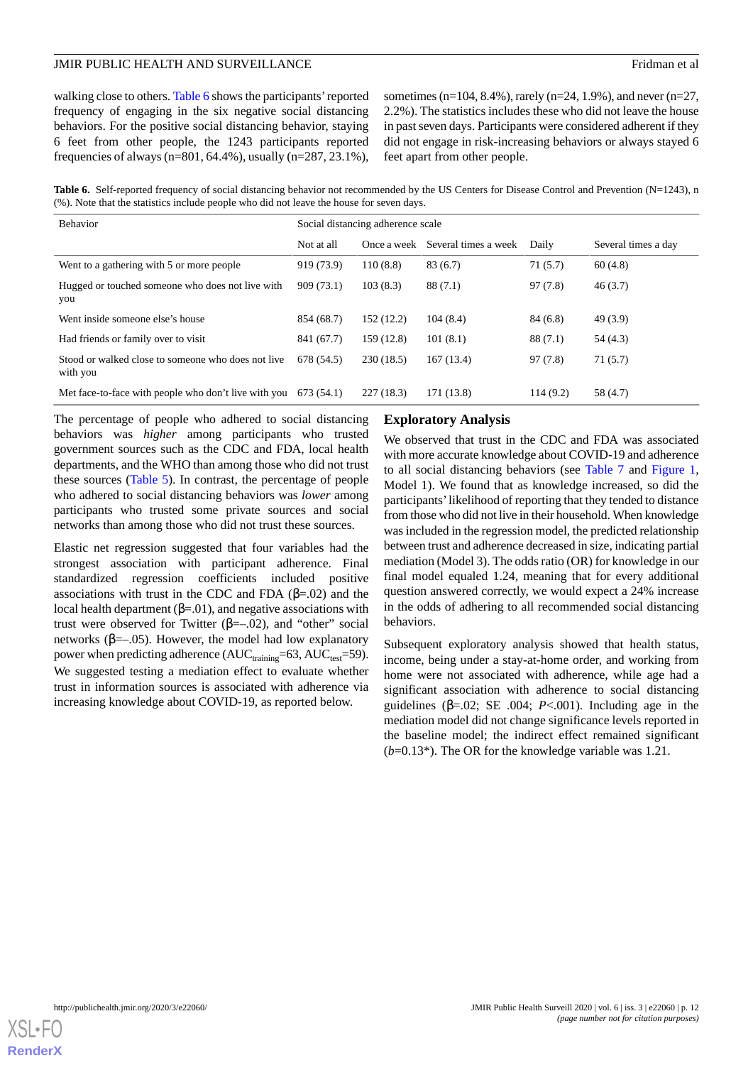walking close to others. Table 6 shows the participants' reported frequency of engaging in the six negative social distancing behaviors. For the positive social distancing behavior, staying 6 feet from other people, the 1243 participants reported frequencies of always (n=801, 64.4%), usually (n=287, 23.1%), sometimes (n=104, 8.4%), rarely (n=24, 1.9%), and never (n=27, 2.2%). The statistics includes these who did not leave the house in past seven days. Participants were considered adherent if they did not engage in risk-increasing behaviors or always stayed 6 feet apart from other people.

**Table 6.** Self-reported frequency of social distancing behavior not recommended by the US Centers for Disease Control and Prevention (N=1243), n (%). Note that the statistics include people who did not leave the house for seven days.

| Behavior | Social distancing adherence scale | | | | |
|---|---|---|---|---|---|
| | Not at all | Once a week | Several times a week | Daily | Several times a day |
| Went to a gathering with 5 or more people | 919 (73.9) | 110 (8.8) | 83 (6.7) | 71 (5.7) | 60 (4.8) |
| Hugged or touched someone who does not live with you | 909 (73.1) | 103 (8.3) | 88 (7.1) | 97 (7.8) | 46 (3.7) |
| Went inside someone else's house | 854 (68.7) | 152 (12.2) | 104 (8.4) | 84 (6.8) | 49 (3.9) |
| Had friends or family over to visit | 841 (67.7) | 159 (12.8) | 101 (8.1) | 88 (7.1) | 54 (4.3) |
| Stood or walked close to someone who does not live with you | 678 (54.5) | 230 (18.5) | 167 (13.4) | 97 (7.8) | 71 (5.7) |
| Met face-to-face with people who don't live with you | 673 (54.1) | 227 (18.3) | 171 (13.8) | 114 (9.2) | 58 (4.7) |

The percentage of people who adhered to social distancing behaviors was *higher* among participants who trusted government sources such as the CDC and FDA, local health departments, and the WHO than among those who did not trust these sources (Table 5). In contrast, the percentage of people who adhered to social distancing behaviors was *lower* among participants who trusted some private sources and social networks than among those who did not trust these sources.

Elastic net regression suggested that four variables had the strongest association with participant adherence. Final standardized regression coefficients included positive associations with trust in the CDC and FDA (β=.02) and the local health department (β=.01), and negative associations with trust were observed for Twitter (β=–.02), and "other" social networks (β=–.05). However, the model had low explanatory power when predicting adherence ($AUC_{training}$=63, $AUC_{test}$=59). We suggested testing a mediation effect to evaluate whether trust in information sources is associated with adherence via increasing knowledge about COVID-19, as reported below.

## Exploratory Analysis

We observed that trust in the CDC and FDA was associated with more accurate knowledge about COVID-19 and adherence to all social distancing behaviors (see Table 7 and Figure 1, Model 1). We found that as knowledge increased, so did the participants' likelihood of reporting that they tended to distance from those who did not live in their household. When knowledge was included in the regression model, the predicted relationship between trust and adherence decreased in size, indicating partial mediation (Model 3). The odds ratio (OR) for knowledge in our final model equaled 1.24, meaning that for every additional question answered correctly, we would expect a 24% increase in the odds of adhering to all recommended social distancing behaviors.

Subsequent exploratory analysis showed that health status, income, being under a stay-at-home order, and working from home were not associated with adherence, while age had a significant association with adherence to social distancing guidelines (β=.02; SE .004; *P*<.001). Including age in the mediation model did not change significance levels reported in the baseline model; the indirect effect remained significant (*b*=0.13*). The OR for the knowledge variable was 1.21.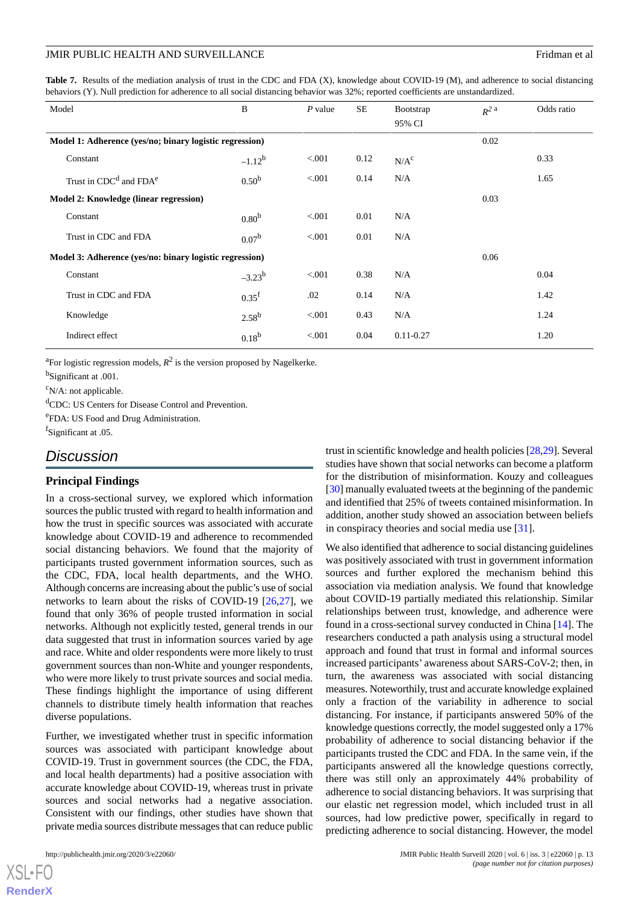**Table 7.** Results of the mediation analysis of trust in the CDC and FDA (X), knowledge about COVID-19 (M), and adherence to social distancing behaviors (Y). Null prediction for adherence to all social distancing behavior was 32%; reported coefficients are unstandardized.

| Model | B | *P* value | SE | Bootstrap 95% CI | $R^2$ [a] | Odds ratio |
|---|---|---|---|---|---|---|
| **Model 1: Adherence (yes/no; binary logistic regression)** | | | | | 0.02 | |
| Constant | –1.12[b] | <.001 | 0.12 | N/A[c] | | 0.33 |
| Trust in CDC[d] and FDA[e] | 0.50[b] | <.001 | 0.14 | N/A | | 1.65 |
| **Model 2: Knowledge (linear regression)** | | | | | 0.03 | |
| Constant | 0.80[b] | <.001 | 0.01 | N/A | | |
| Trust in CDC and FDA | 0.07[b] | <.001 | 0.01 | N/A | | |
| **Model 3: Adherence (yes/no: binary logistic regression)** | | | | | 0.06 | |
| Constant | –3.23[b] | <.001 | 0.38 | N/A | | 0.04 |
| Trust in CDC and FDA | 0.35[f] | .02 | 0.14 | N/A | | 1.42 |
| Knowledge | 2.58[b] | <.001 | 0.43 | N/A | | 1.24 |
| Indirect effect | 0.18[b] | <.001 | 0.04 | 0.11-0.27 | | 1.20 |

[a]For logistic regression models, $R^2$ is the version proposed by Nagelkerke.

[b]Significant at .001.

[c]N/A: not applicable.

[d]CDC: US Centers for Disease Control and Prevention.

[e]FDA: US Food and Drug Administration.

[f]Significant at .05.

## Discussion

### Principal Findings

In a cross-sectional survey, we explored which information sources the public trusted with regard to health information and how the trust in specific sources was associated with accurate knowledge about COVID-19 and adherence to recommended social distancing behaviors. We found that the majority of participants trusted government information sources, such as the CDC, FDA, local health departments, and the WHO. Although concerns are increasing about the public's use of social networks to learn about the risks of COVID-19 [26,27], we found that only 36% of people trusted information in social networks. Although not explicitly tested, general trends in our data suggested that trust in information sources varied by age and race. White and older respondents were more likely to trust government sources than non-White and younger respondents, who were more likely to trust private sources and social media. These findings highlight the importance of using different channels to distribute timely health information that reaches diverse populations.

Further, we investigated whether trust in specific information sources was associated with participant knowledge about COVID-19. Trust in government sources (the CDC, the FDA, and local health departments) had a positive association with accurate knowledge about COVID-19, whereas trust in private sources and social networks had a negative association. Consistent with our findings, other studies have shown that private media sources distribute messages that can reduce public trust in scientific knowledge and health policies [28,29]. Several studies have shown that social networks can become a platform for the distribution of misinformation. Kouzy and colleagues [30] manually evaluated tweets at the beginning of the pandemic and identified that 25% of tweets contained misinformation. In addition, another study showed an association between beliefs in conspiracy theories and social media use [31].

We also identified that adherence to social distancing guidelines was positively associated with trust in government information sources and further explored the mechanism behind this association via mediation analysis. We found that knowledge about COVID-19 partially mediated this relationship. Similar relationships between trust, knowledge, and adherence were found in a cross-sectional survey conducted in China [14]. The researchers conducted a path analysis using a structural model approach and found that trust in formal and informal sources increased participants' awareness about SARS-CoV-2; then, in turn, the awareness was associated with social distancing measures. Noteworthily, trust and accurate knowledge explained only a fraction of the variability in adherence to social distancing. For instance, if participants answered 50% of the knowledge questions correctly, the model suggested only a 17% probability of adherence to social distancing behavior if the participants trusted the CDC and FDA. In the same vein, if the participants answered all the knowledge questions correctly, there was still only an approximately 44% probability of adherence to social distancing behaviors. It was surprising that our elastic net regression model, which included trust in all sources, had low predictive power, specifically in regard to predicting adherence to social distancing. However, the model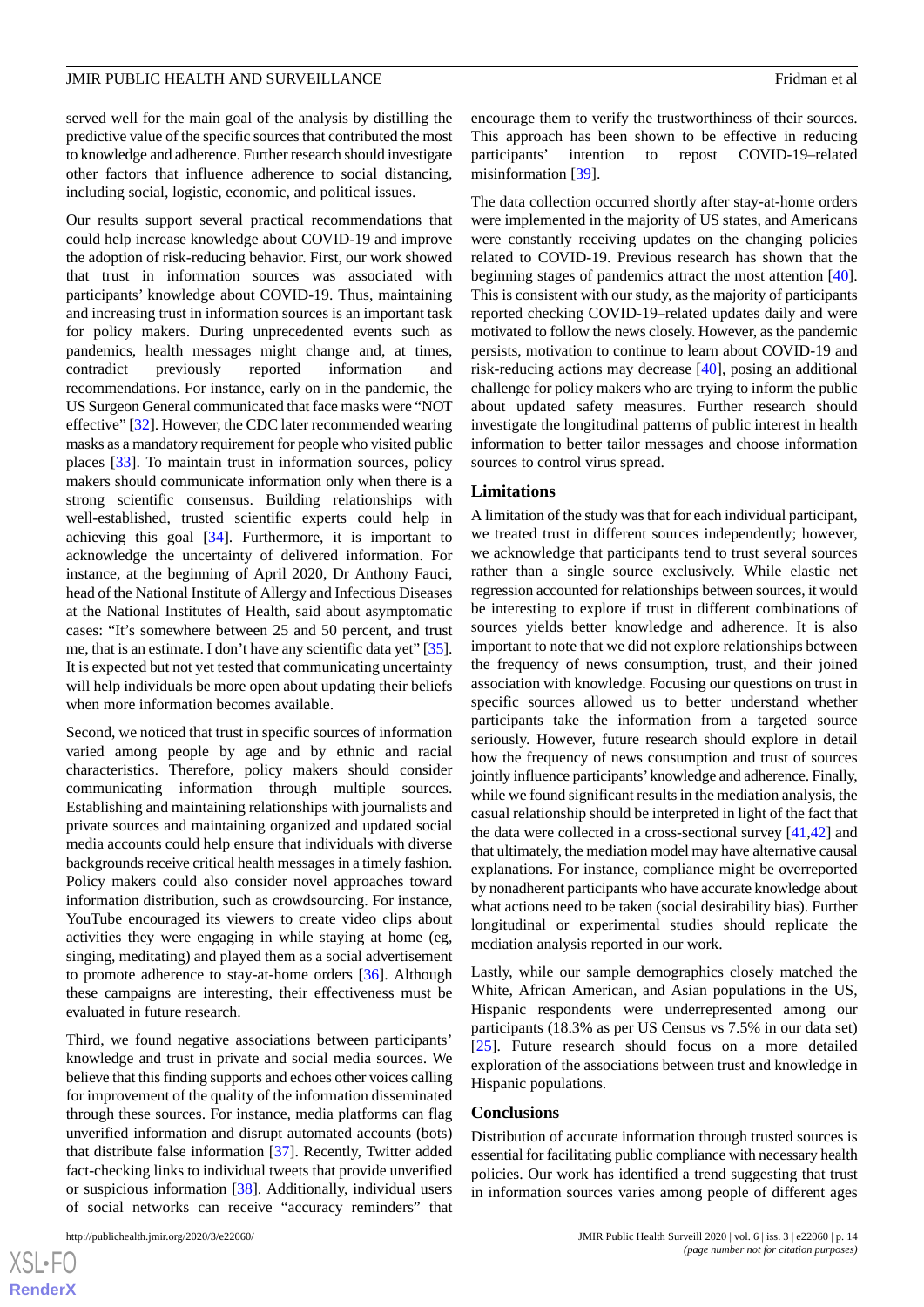served well for the main goal of the analysis by distilling the predictive value of the specific sources that contributed the most to knowledge and adherence. Further research should investigate other factors that influence adherence to social distancing, including social, logistic, economic, and political issues.

Our results support several practical recommendations that could help increase knowledge about COVID-19 and improve the adoption of risk-reducing behavior. First, our work showed that trust in information sources was associated with participants' knowledge about COVID-19. Thus, maintaining and increasing trust in information sources is an important task for policy makers. During unprecedented events such as pandemics, health messages might change and, at times, contradict previously reported information and recommendations. For instance, early on in the pandemic, the US Surgeon General communicated that face masks were "NOT effective" [32]. However, the CDC later recommended wearing masks as a mandatory requirement for people who visited public places [33]. To maintain trust in information sources, policy makers should communicate information only when there is a strong scientific consensus. Building relationships with well-established, trusted scientific experts could help in achieving this goal [34]. Furthermore, it is important to acknowledge the uncertainty of delivered information. For instance, at the beginning of April 2020, Dr Anthony Fauci, head of the National Institute of Allergy and Infectious Diseases at the National Institutes of Health, said about asymptomatic cases: "It's somewhere between 25 and 50 percent, and trust me, that is an estimate. I don't have any scientific data yet" [35]. It is expected but not yet tested that communicating uncertainty will help individuals be more open about updating their beliefs when more information becomes available.

Second, we noticed that trust in specific sources of information varied among people by age and by ethnic and racial characteristics. Therefore, policy makers should consider communicating information through multiple sources. Establishing and maintaining relationships with journalists and private sources and maintaining organized and updated social media accounts could help ensure that individuals with diverse backgrounds receive critical health messages in a timely fashion. Policy makers could also consider novel approaches toward information distribution, such as crowdsourcing. For instance, YouTube encouraged its viewers to create video clips about activities they were engaging in while staying at home (eg, singing, meditating) and played them as a social advertisement to promote adherence to stay-at-home orders [36]. Although these campaigns are interesting, their effectiveness must be evaluated in future research.

Third, we found negative associations between participants' knowledge and trust in private and social media sources. We believe that this finding supports and echoes other voices calling for improvement of the quality of the information disseminated through these sources. For instance, media platforms can flag unverified information and disrupt automated accounts (bots) that distribute false information [37]. Recently, Twitter added fact-checking links to individual tweets that provide unverified or suspicious information [38]. Additionally, individual users of social networks can receive "accuracy reminders" that encourage them to verify the trustworthiness of their sources. This approach has been shown to be effective in reducing participants' intention to repost COVID-19–related misinformation [39].

The data collection occurred shortly after stay-at-home orders were implemented in the majority of US states, and Americans were constantly receiving updates on the changing policies related to COVID-19. Previous research has shown that the beginning stages of pandemics attract the most attention [40]. This is consistent with our study, as the majority of participants reported checking COVID-19–related updates daily and were motivated to follow the news closely. However, as the pandemic persists, motivation to continue to learn about COVID-19 and risk-reducing actions may decrease [40], posing an additional challenge for policy makers who are trying to inform the public about updated safety measures. Further research should investigate the longitudinal patterns of public interest in health information to better tailor messages and choose information sources to control virus spread.

## Limitations

A limitation of the study was that for each individual participant, we treated trust in different sources independently; however, we acknowledge that participants tend to trust several sources rather than a single source exclusively. While elastic net regression accounted for relationships between sources, it would be interesting to explore if trust in different combinations of sources yields better knowledge and adherence. It is also important to note that we did not explore relationships between the frequency of news consumption, trust, and their joined association with knowledge. Focusing our questions on trust in specific sources allowed us to better understand whether participants take the information from a targeted source seriously. However, future research should explore in detail how the frequency of news consumption and trust of sources jointly influence participants' knowledge and adherence. Finally, while we found significant results in the mediation analysis, the casual relationship should be interpreted in light of the fact that the data were collected in a cross-sectional survey [41,42] and that ultimately, the mediation model may have alternative causal explanations. For instance, compliance might be overreported by nonadherent participants who have accurate knowledge about what actions need to be taken (social desirability bias). Further longitudinal or experimental studies should replicate the mediation analysis reported in our work.

Lastly, while our sample demographics closely matched the White, African American, and Asian populations in the US, Hispanic respondents were underrepresented among our participants (18.3% as per US Census vs 7.5% in our data set) [25]. Future research should focus on a more detailed exploration of the associations between trust and knowledge in Hispanic populations.

## Conclusions

Distribution of accurate information through trusted sources is essential for facilitating public compliance with necessary health policies. Our work has identified a trend suggesting that trust in information sources varies among people of different ages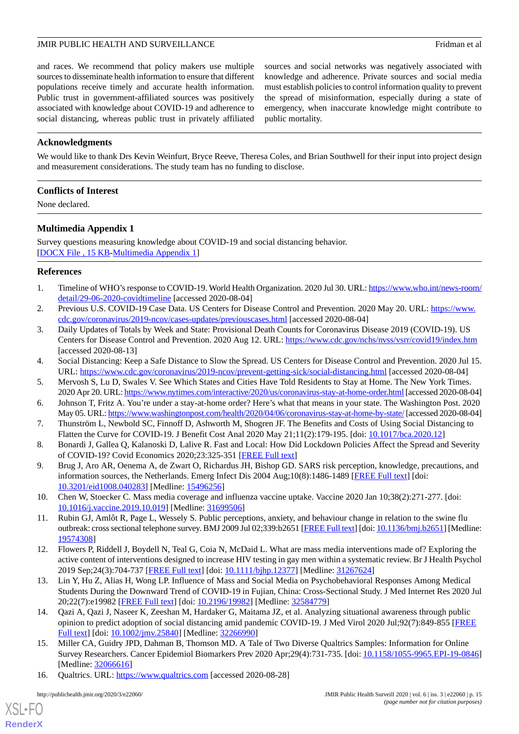and races. We recommend that policy makers use multiple sources to disseminate health information to ensure that different populations receive timely and accurate health information. Public trust in government-affiliated sources was positively associated with knowledge about COVID-19 and adherence to social distancing, whereas public trust in privately affiliated sources and social networks was negatively associated with knowledge and adherence. Private sources and social media must establish policies to control information quality to prevent the spread of misinformation, especially during a state of emergency, when inaccurate knowledge might contribute to public mortality.

## Acknowledgments

We would like to thank Drs Kevin Weinfurt, Bryce Reeve, Theresa Coles, and Brian Southwell for their input into project design and measurement considerations. The study team has no funding to disclose.

## Conflicts of Interest

None declared.

## Multimedia Appendix 1

Survey questions measuring knowledge about COVID-19 and social distancing behavior.
[DOCX File , 15 KB-Multimedia Appendix 1]

## References

1. Timeline of WHO's response to COVID-19. World Health Organization. 2020 Jul 30. URL: https://www.who.int/news-room/detail/29-06-2020-covidtimeline [accessed 2020-08-04]
2. Previous U.S. COVID-19 Case Data. US Centers for Disease Control and Prevention. 2020 May 20. URL: https://www.cdc.gov/coronavirus/2019-ncov/cases-updates/previouscases.html [accessed 2020-08-04]
3. Daily Updates of Totals by Week and State: Provisional Death Counts for Coronavirus Disease 2019 (COVID-19). US Centers for Disease Control and Prevention. 2020 Aug 12. URL: https://www.cdc.gov/nchs/nvss/vsrr/covid19/index.htm [accessed 2020-08-13]
4. Social Distancing: Keep a Safe Distance to Slow the Spread. US Centers for Disease Control and Prevention. 2020 Jul 15. URL: https://www.cdc.gov/coronavirus/2019-ncov/prevent-getting-sick/social-distancing.html [accessed 2020-08-04]
5. Mervosh S, Lu D, Swales V. See Which States and Cities Have Told Residents to Stay at Home. The New York Times. 2020 Apr 20. URL: https://www.nytimes.com/interactive/2020/us/coronavirus-stay-at-home-order.html [accessed 2020-08-04]
6. Johnson T, Fritz A. You're under a stay-at-home order? Here's what that means in your state. The Washington Post. 2020 May 05. URL: https://www.washingtonpost.com/health/2020/04/06/coronavirus-stay-at-home-by-state/ [accessed 2020-08-04]
7. Thunström L, Newbold SC, Finnoff D, Ashworth M, Shogren JF. The Benefits and Costs of Using Social Distancing to Flatten the Curve for COVID-19. J Benefit Cost Anal 2020 May 21;11(2):179-195. [doi: 10.1017/bca.2020.12]
8. Bonardi J, Gallea Q, Kalanoski D, Lalive R. Fast and Local: How Did Lockdown Policies Affect the Spread and Severity of COVID-19? Covid Economics 2020;23:325-351 [FREE Full text]
9. Brug J, Aro AR, Oenema A, de Zwart O, Richardus JH, Bishop GD. SARS risk perception, knowledge, precautions, and information sources, the Netherlands. Emerg Infect Dis 2004 Aug;10(8):1486-1489 [FREE Full text] [doi: 10.3201/eid1008.040283] [Medline: 15496256]
10. Chen W, Stoecker C. Mass media coverage and influenza vaccine uptake. Vaccine 2020 Jan 10;38(2):271-277. [doi: 10.1016/j.vaccine.2019.10.019] [Medline: 31699506]
11. Rubin GJ, Amlôt R, Page L, Wessely S. Public perceptions, anxiety, and behaviour change in relation to the swine flu outbreak: cross sectional telephone survey. BMJ 2009 Jul 02;339:b2651 [FREE Full text] [doi: 10.1136/bmj.b2651] [Medline: 19574308]
12. Flowers P, Riddell J, Boydell N, Teal G, Coia N, McDaid L. What are mass media interventions made of? Exploring the active content of interventions designed to increase HIV testing in gay men within a systematic review. Br J Health Psychol 2019 Sep;24(3):704-737 [FREE Full text] [doi: 10.1111/bjhp.12377] [Medline: 31267624]
13. Lin Y, Hu Z, Alias H, Wong LP. Influence of Mass and Social Media on Psychobehavioral Responses Among Medical Students During the Downward Trend of COVID-19 in Fujian, China: Cross-Sectional Study. J Med Internet Res 2020 Jul 20;22(7):e19982 [FREE Full text] [doi: 10.2196/19982] [Medline: 32584779]
14. Qazi A, Qazi J, Naseer K, Zeeshan M, Hardaker G, Maitama JZ, et al. Analyzing situational awareness through public opinion to predict adoption of social distancing amid pandemic COVID-19. J Med Virol 2020 Jul;92(7):849-855 [FREE Full text] [doi: 10.1002/jmv.25840] [Medline: 32266990]
15. Miller CA, Guidry JPD, Dahman B, Thomson MD. A Tale of Two Diverse Qualtrics Samples: Information for Online Survey Researchers. Cancer Epidemiol Biomarkers Prev 2020 Apr;29(4):731-735. [doi: 10.1158/1055-9965.EPI-19-0846] [Medline: 32066616]
16. Qualtrics. URL: https://www.qualtrics.com [accessed 2020-08-28]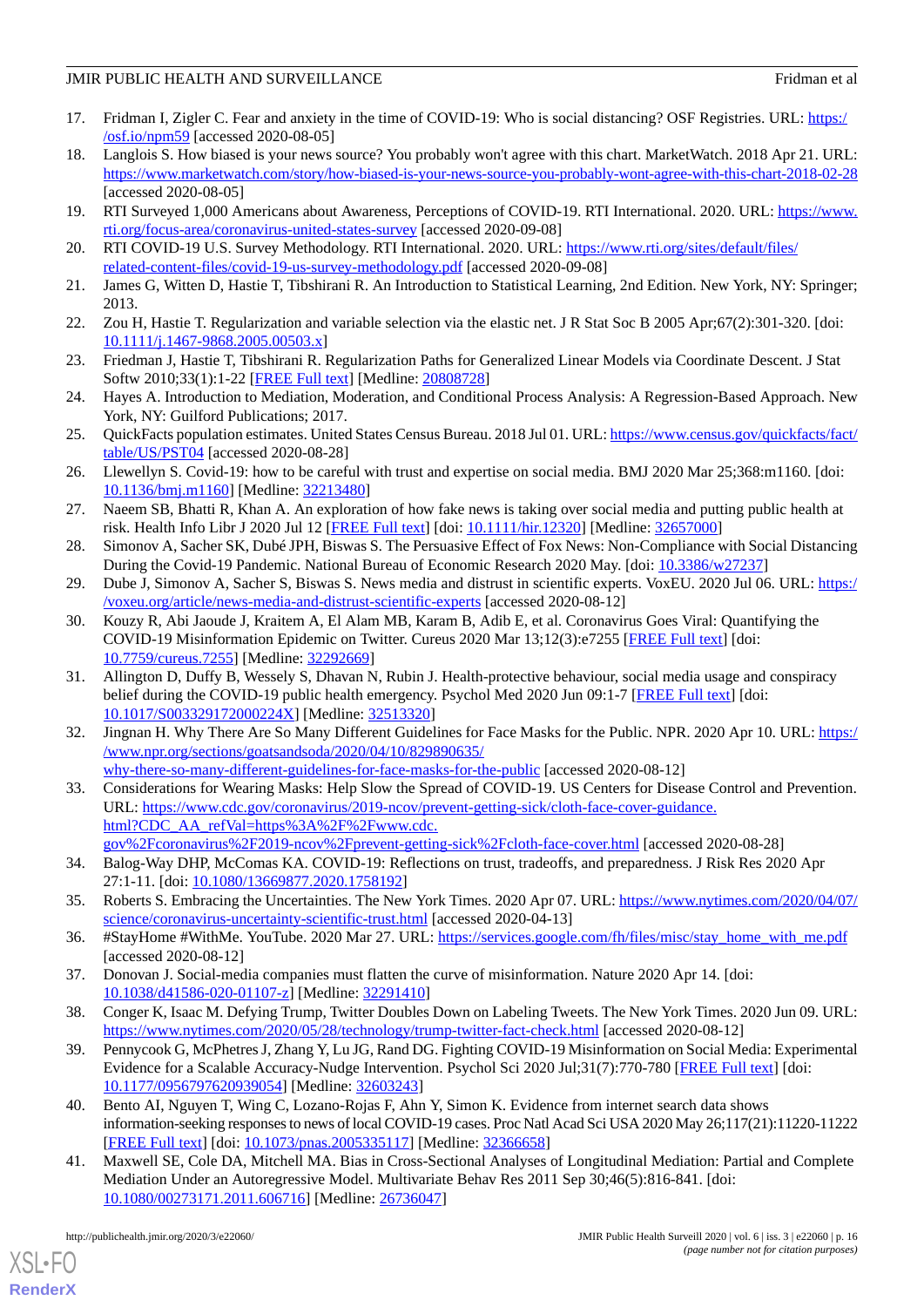17. Fridman I, Zigler C. Fear and anxiety in the time of COVID-19: Who is social distancing? OSF Registries. URL: https://osf.io/npm59 [accessed 2020-08-05]
18. Langlois S. How biased is your news source? You probably won't agree with this chart. MarketWatch. 2018 Apr 21. URL: https://www.marketwatch.com/story/how-biased-is-your-news-source-you-probably-wont-agree-with-this-chart-2018-02-28 [accessed 2020-08-05]
19. RTI Surveyed 1,000 Americans about Awareness, Perceptions of COVID-19. RTI International. 2020. URL: https://www.rti.org/focus-area/coronavirus-united-states-survey [accessed 2020-09-08]
20. RTI COVID-19 U.S. Survey Methodology. RTI International. 2020. URL: https://www.rti.org/sites/default/files/related-content-files/covid-19-us-survey-methodology.pdf [accessed 2020-09-08]
21. James G, Witten D, Hastie T, Tibshirani R. An Introduction to Statistical Learning, 2nd Edition. New York, NY: Springer; 2013.
22. Zou H, Hastie T. Regularization and variable selection via the elastic net. J R Stat Soc B 2005 Apr;67(2):301-320. [doi: 10.1111/j.1467-9868.2005.00503.x]
23. Friedman J, Hastie T, Tibshirani R. Regularization Paths for Generalized Linear Models via Coordinate Descent. J Stat Softw 2010;33(1):1-22 [FREE Full text] [Medline: 20808728]
24. Hayes A. Introduction to Mediation, Moderation, and Conditional Process Analysis: A Regression-Based Approach. New York, NY: Guilford Publications; 2017.
25. QuickFacts population estimates. United States Census Bureau. 2018 Jul 01. URL: https://www.census.gov/quickfacts/fact/table/US/PST04 [accessed 2020-08-28]
26. Llewellyn S. Covid-19: how to be careful with trust and expertise on social media. BMJ 2020 Mar 25;368:m1160. [doi: 10.1136/bmj.m1160] [Medline: 32213480]
27. Naeem SB, Bhatti R, Khan A. An exploration of how fake news is taking over social media and putting public health at risk. Health Info Libr J 2020 Jul 12 [FREE Full text] [doi: 10.1111/hir.12320] [Medline: 32657000]
28. Simonov A, Sacher SK, Dubé JPH, Biswas S. The Persuasive Effect of Fox News: Non-Compliance with Social Distancing During the Covid-19 Pandemic. National Bureau of Economic Research 2020 May. [doi: 10.3386/w27237]
29. Dube J, Simonov A, Sacher S, Biswas S. News media and distrust in scientific experts. VoxEU. 2020 Jul 06. URL: https://voxeu.org/article/news-media-and-distrust-scientific-experts [accessed 2020-08-12]
30. Kouzy R, Abi Jaoude J, Kraitem A, El Alam MB, Karam B, Adib E, et al. Coronavirus Goes Viral: Quantifying the COVID-19 Misinformation Epidemic on Twitter. Cureus 2020 Mar 13;12(3):e7255 [FREE Full text] [doi: 10.7759/cureus.7255] [Medline: 32292669]
31. Allington D, Duffy B, Wessely S, Dhavan N, Rubin J. Health-protective behaviour, social media usage and conspiracy belief during the COVID-19 public health emergency. Psychol Med 2020 Jun 09:1-7 [FREE Full text] [doi: 10.1017/S003329172000224X] [Medline: 32513320]
32. Jingnan H. Why There Are So Many Different Guidelines for Face Masks for the Public. NPR. 2020 Apr 10. URL: https://www.npr.org/sections/goatsandsoda/2020/04/10/829890635/why-there-so-many-different-guidelines-for-face-masks-for-the-public [accessed 2020-08-12]
33. Considerations for Wearing Masks: Help Slow the Spread of COVID-19. US Centers for Disease Control and Prevention. URL: https://www.cdc.gov/coronavirus/2019-ncov/prevent-getting-sick/cloth-face-cover-guidance.html?CDC_AA_refVal=https%3A%2F%2Fwww.cdc.gov%2Fcoronavirus%2F2019-ncov%2Fprevent-getting-sick%2Fcloth-face-cover.html [accessed 2020-08-28]
34. Balog-Way DHP, McComas KA. COVID-19: Reflections on trust, tradeoffs, and preparedness. J Risk Res 2020 Apr 27:1-11. [doi: 10.1080/13669877.2020.1758192]
35. Roberts S. Embracing the Uncertainties. The New York Times. 2020 Apr 07. URL: https://www.nytimes.com/2020/04/07/science/coronavirus-uncertainty-scientific-trust.html [accessed 2020-04-13]
36. #StayHome #WithMe. YouTube. 2020 Mar 27. URL: https://services.google.com/fh/files/misc/stay_home_with_me.pdf [accessed 2020-08-12]
37. Donovan J. Social-media companies must flatten the curve of misinformation. Nature 2020 Apr 14. [doi: 10.1038/d41586-020-01107-z] [Medline: 32291410]
38. Conger K, Isaac M. Defying Trump, Twitter Doubles Down on Labeling Tweets. The New York Times. 2020 Jun 09. URL: https://www.nytimes.com/2020/05/28/technology/trump-twitter-fact-check.html [accessed 2020-08-12]
39. Pennycook G, McPhetres J, Zhang Y, Lu JG, Rand DG. Fighting COVID-19 Misinformation on Social Media: Experimental Evidence for a Scalable Accuracy-Nudge Intervention. Psychol Sci 2020 Jul;31(7):770-780 [FREE Full text] [doi: 10.1177/0956797620939054] [Medline: 32603243]
40. Bento AI, Nguyen T, Wing C, Lozano-Rojas F, Ahn Y, Simon K. Evidence from internet search data shows information-seeking responses to news of local COVID-19 cases. Proc Natl Acad Sci USA 2020 May 26;117(21):11220-11222 [FREE Full text] [doi: 10.1073/pnas.2005335117] [Medline: 32366658]
41. Maxwell SE, Cole DA, Mitchell MA. Bias in Cross-Sectional Analyses of Longitudinal Mediation: Partial and Complete Mediation Under an Autoregressive Model. Multivariate Behav Res 2011 Sep 30;46(5):816-841. [doi: 10.1080/00273171.2011.606716] [Medline: 26736047]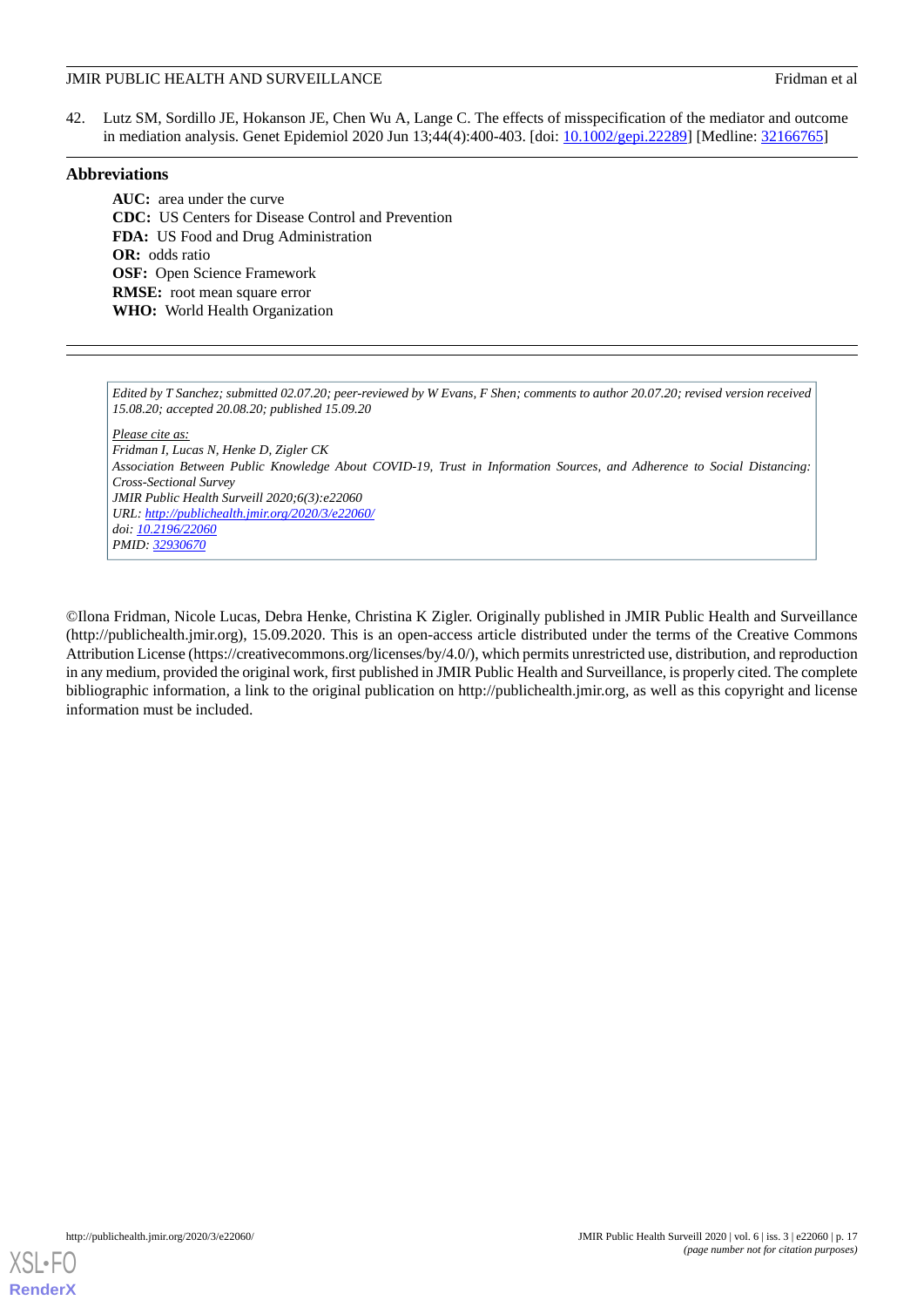42. Lutz SM, Sordillo JE, Hokanson JE, Chen Wu A, Lange C. The effects of misspecification of the mediator and outcome in mediation analysis. Genet Epidemiol 2020 Jun 13;44(4):400-403. [doi: 10.1002/gepi.22289] [Medline: 32166765]

## Abbreviations

**AUC:** area under the curve
**CDC:** US Centers for Disease Control and Prevention
**FDA:** US Food and Drug Administration
**OR:** odds ratio
**OSF:** Open Science Framework
**RMSE:** root mean square error
**WHO:** World Health Organization

---

*Edited by T Sanchez; submitted 02.07.20; peer-reviewed by W Evans, F Shen; comments to author 20.07.20; revised version received 15.08.20; accepted 20.08.20; published 15.09.20*

*Please cite as:*
*Fridman I, Lucas N, Henke D, Zigler CK*
*Association Between Public Knowledge About COVID-19, Trust in Information Sources, and Adherence to Social Distancing: Cross-Sectional Survey*
*JMIR Public Health Surveill 2020;6(3):e22060*
*URL: http://publichealth.jmir.org/2020/3/e22060/*
*doi: 10.2196/22060*
*PMID: 32930670*

©Ilona Fridman, Nicole Lucas, Debra Henke, Christina K Zigler. Originally published in JMIR Public Health and Surveillance (http://publichealth.jmir.org), 15.09.2020. This is an open-access article distributed under the terms of the Creative Commons Attribution License (https://creativecommons.org/licenses/by/4.0/), which permits unrestricted use, distribution, and reproduction in any medium, provided the original work, first published in JMIR Public Health and Surveillance, is properly cited. The complete bibliographic information, a link to the original publication on http://publichealth.jmir.org, as well as this copyright and license information must be included.